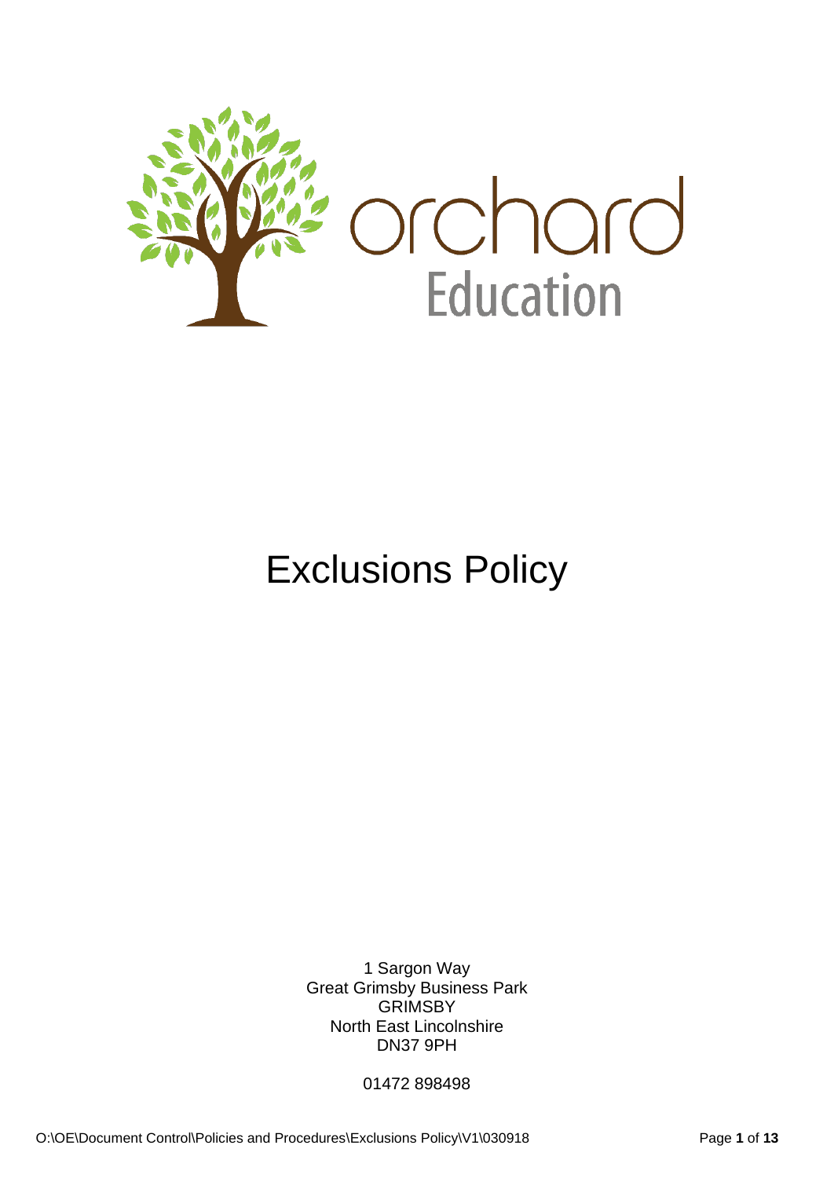orchard
Education

# Exclusions Policy

1 Sargon Way
Great Grimsby Business Park
GRIMSBY
North East Lincolnshire
DN37 9PH

01472 898498

O:\OE\Document Control\Policies and Procedures\Exclusions Policy\V1\030918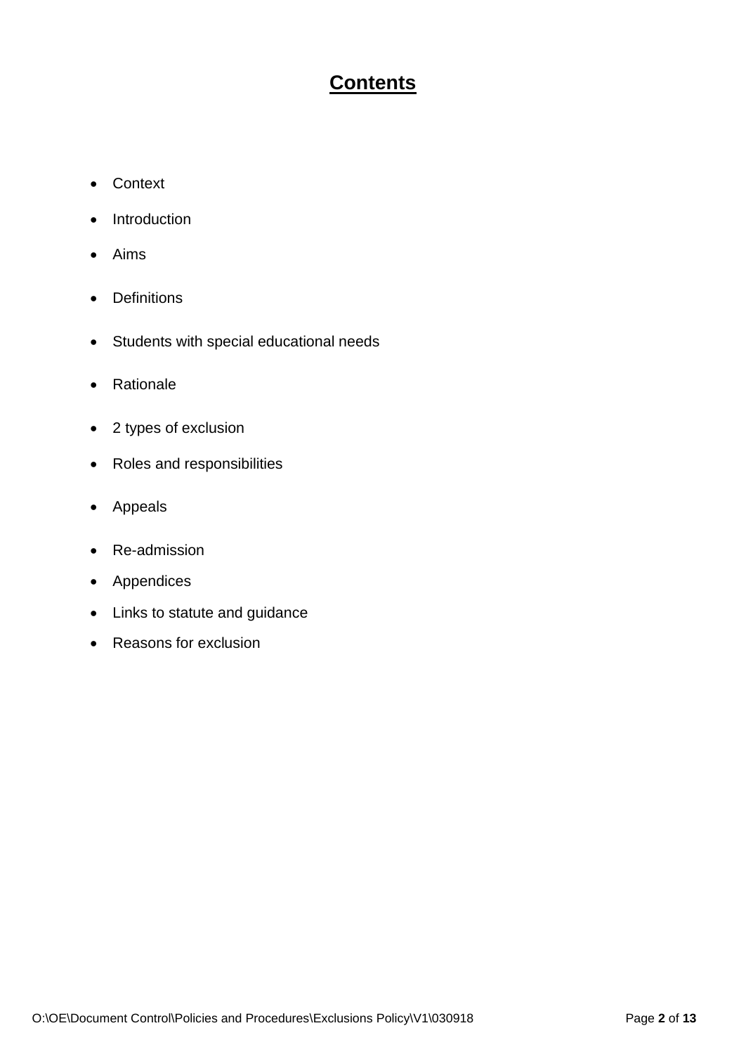# Contents

- Context
- Introduction
- Aims
- Definitions
- Students with special educational needs
- Rationale
- 2 types of exclusion
- Roles and responsibilities
- Appeals
- Re-admission
- Appendices
- Links to statute and guidance
- Reasons for exclusion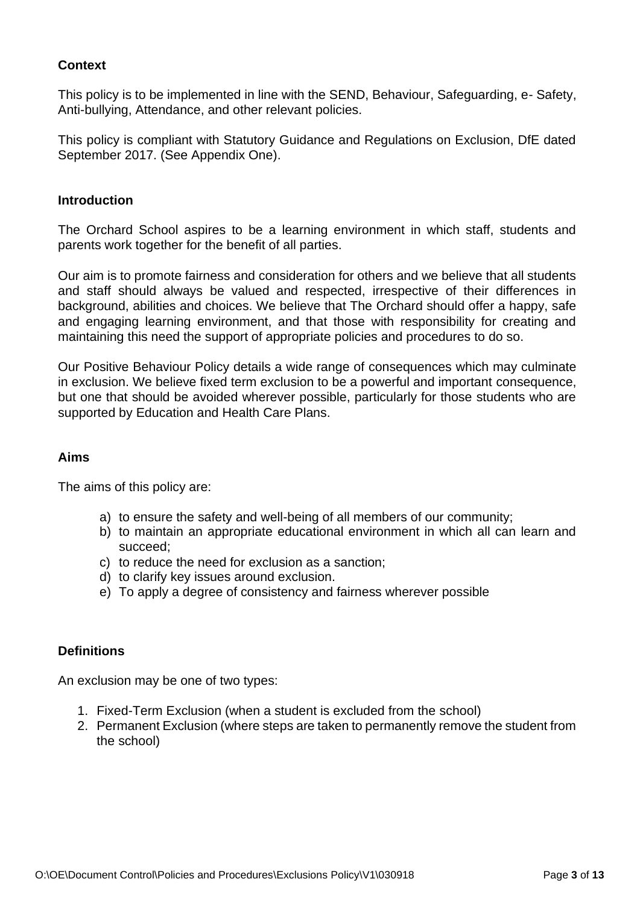**Context**

This policy is to be implemented in line with the SEND, Behaviour, Safeguarding, e- Safety, Anti-bullying, Attendance, and other relevant policies.

This policy is compliant with Statutory Guidance and Regulations on Exclusion, DfE dated September 2017. (See Appendix One).

**Introduction**

The Orchard School aspires to be a learning environment in which staff, students and parents work together for the benefit of all parties.

Our aim is to promote fairness and consideration for others and we believe that all students and staff should always be valued and respected, irrespective of their differences in background, abilities and choices. We believe that The Orchard should offer a happy, safe and engaging learning environment, and that those with responsibility for creating and maintaining this need the support of appropriate policies and procedures to do so.

Our Positive Behaviour Policy details a wide range of consequences which may culminate in exclusion. We believe fixed term exclusion to be a powerful and important consequence, but one that should be avoided wherever possible, particularly for those students who are supported by Education and Health Care Plans.

**Aims**

The aims of this policy are:

a) to ensure the safety and well-being of all members of our community;
b) to maintain an appropriate educational environment in which all can learn and succeed;
c) to reduce the need for exclusion as a sanction;
d) to clarify key issues around exclusion.
e) To apply a degree of consistency and fairness wherever possible

**Definitions**

An exclusion may be one of two types:

1. Fixed-Term Exclusion (when a student is excluded from the school)
2. Permanent Exclusion (where steps are taken to permanently remove the student from the school)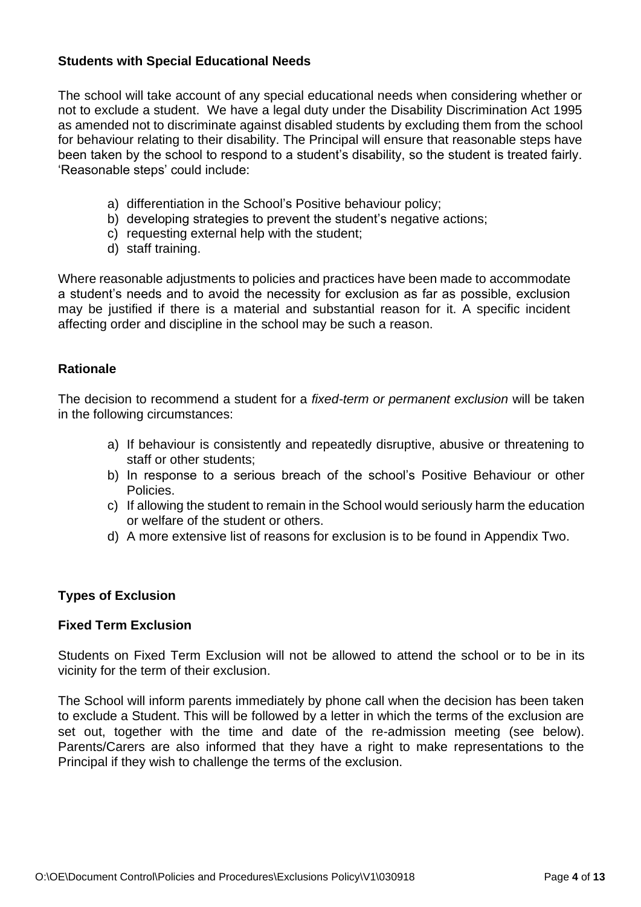### Students with Special Educational Needs

The school will take account of any special educational needs when considering whether or not to exclude a student. We have a legal duty under the Disability Discrimination Act 1995 as amended not to discriminate against disabled students by excluding them from the school for behaviour relating to their disability. The Principal will ensure that reasonable steps have been taken by the school to respond to a student's disability, so the student is treated fairly. 'Reasonable steps' could include:

a) differentiation in the School's Positive behaviour policy;
b) developing strategies to prevent the student's negative actions;
c) requesting external help with the student;
d) staff training.

Where reasonable adjustments to policies and practices have been made to accommodate a student's needs and to avoid the necessity for exclusion as far as possible, exclusion may be justified if there is a material and substantial reason for it. A specific incident affecting order and discipline in the school may be such a reason.

### Rationale

The decision to recommend a student for a *fixed-term or permanent exclusion* will be taken in the following circumstances:

a) If behaviour is consistently and repeatedly disruptive, abusive or threatening to staff or other students;
b) In response to a serious breach of the school's Positive Behaviour or other Policies.
c) If allowing the student to remain in the School would seriously harm the education or welfare of the student or others.
d) A more extensive list of reasons for exclusion is to be found in Appendix Two.

### Types of Exclusion

### Fixed Term Exclusion

Students on Fixed Term Exclusion will not be allowed to attend the school or to be in its vicinity for the term of their exclusion.

The School will inform parents immediately by phone call when the decision has been taken to exclude a Student. This will be followed by a letter in which the terms of the exclusion are set out, together with the time and date of the re-admission meeting (see below). Parents/Carers are also informed that they have a right to make representations to the Principal if they wish to challenge the terms of the exclusion.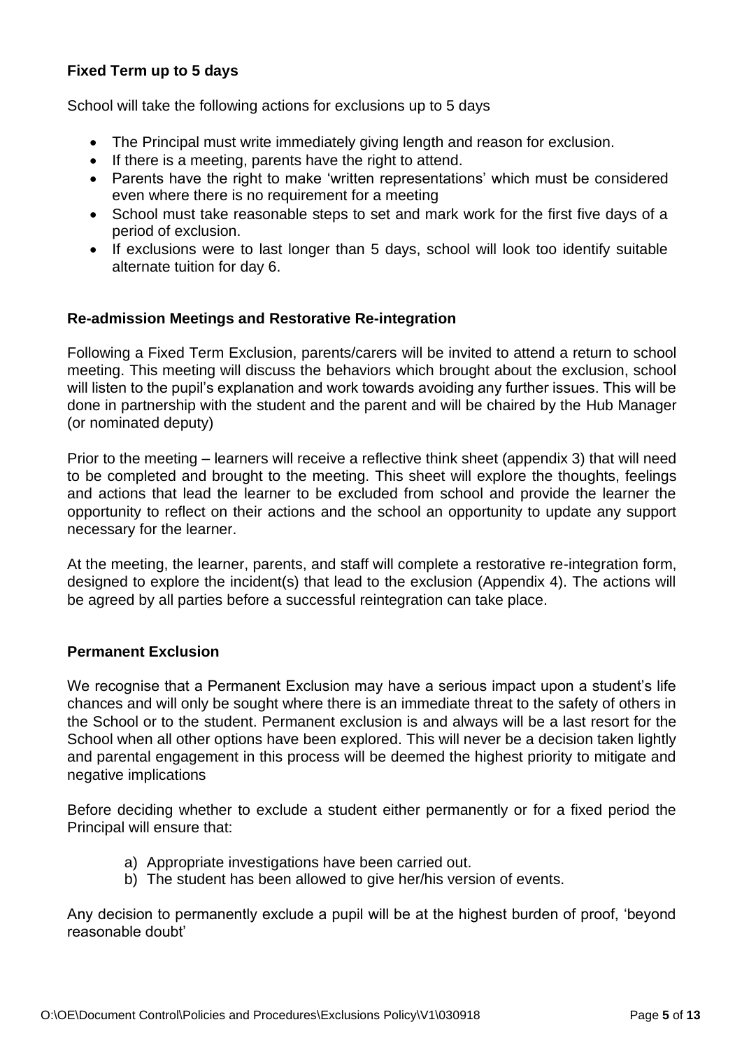### Fixed Term up to 5 days

School will take the following actions for exclusions up to 5 days

- The Principal must write immediately giving length and reason for exclusion.
- If there is a meeting, parents have the right to attend.
- Parents have the right to make 'written representations' which must be considered even where there is no requirement for a meeting
- School must take reasonable steps to set and mark work for the first five days of a period of exclusion.
- If exclusions were to last longer than 5 days, school will look too identify suitable alternate tuition for day 6.

### Re-admission Meetings and Restorative Re-integration

Following a Fixed Term Exclusion, parents/carers will be invited to attend a return to school meeting. This meeting will discuss the behaviors which brought about the exclusion, school will listen to the pupil's explanation and work towards avoiding any further issues. This will be done in partnership with the student and the parent and will be chaired by the Hub Manager (or nominated deputy)

Prior to the meeting – learners will receive a reflective think sheet (appendix 3) that will need to be completed and brought to the meeting. This sheet will explore the thoughts, feelings and actions that lead the learner to be excluded from school and provide the learner the opportunity to reflect on their actions and the school an opportunity to update any support necessary for the learner.

At the meeting, the learner, parents, and staff will complete a restorative re-integration form, designed to explore the incident(s) that lead to the exclusion (Appendix 4). The actions will be agreed by all parties before a successful reintegration can take place.

### Permanent Exclusion

We recognise that a Permanent Exclusion may have a serious impact upon a student's life chances and will only be sought where there is an immediate threat to the safety of others in the School or to the student. Permanent exclusion is and always will be a last resort for the School when all other options have been explored. This will never be a decision taken lightly and parental engagement in this process will be deemed the highest priority to mitigate and negative implications

Before deciding whether to exclude a student either permanently or for a fixed period the Principal will ensure that:

a) Appropriate investigations have been carried out.
b) The student has been allowed to give her/his version of events.

Any decision to permanently exclude a pupil will be at the highest burden of proof, 'beyond reasonable doubt'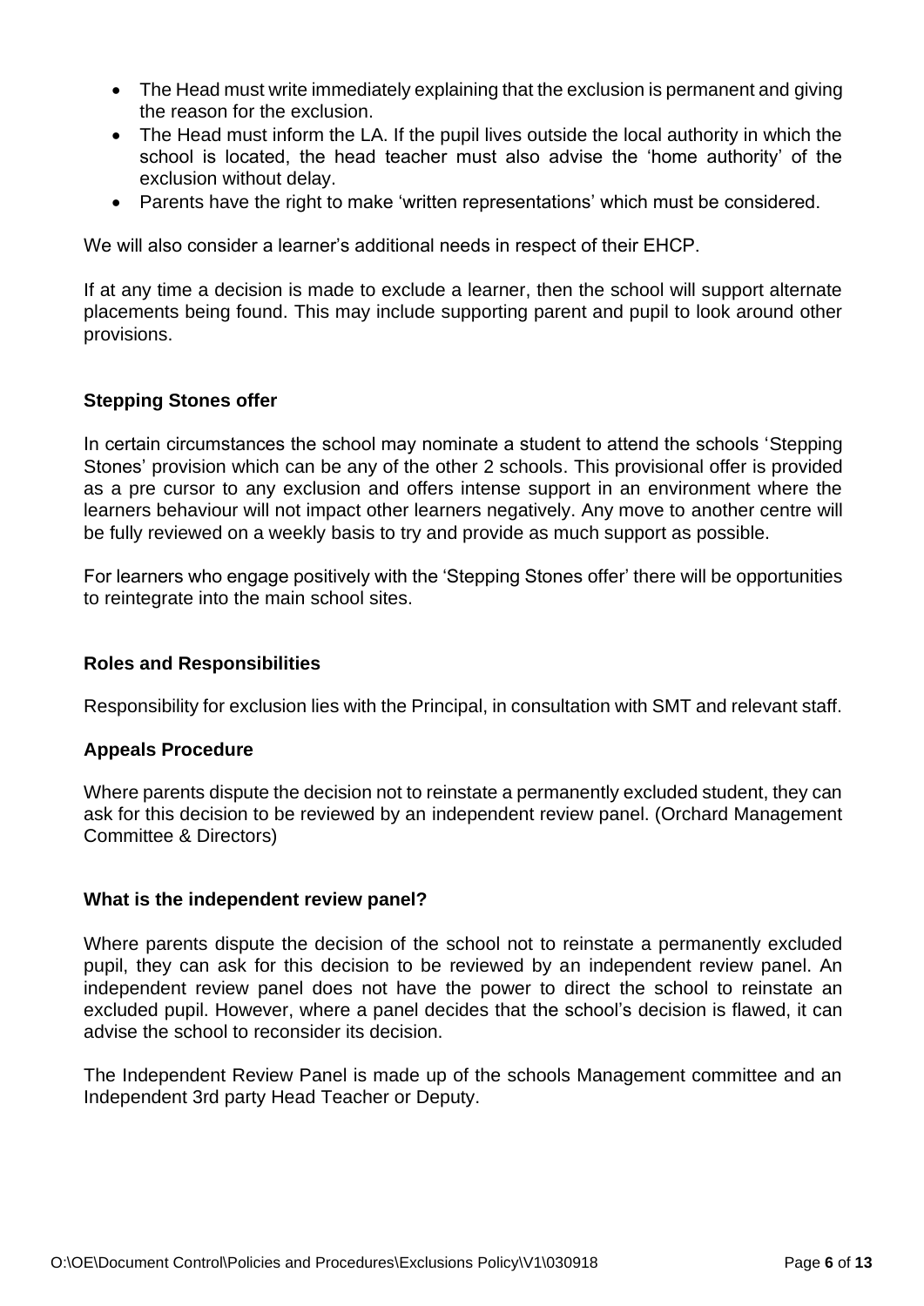- The Head must write immediately explaining that the exclusion is permanent and giving the reason for the exclusion.
- The Head must inform the LA. If the pupil lives outside the local authority in which the school is located, the head teacher must also advise the 'home authority' of the exclusion without delay.
- Parents have the right to make 'written representations' which must be considered.

We will also consider a learner's additional needs in respect of their EHCP.

If at any time a decision is made to exclude a learner, then the school will support alternate placements being found. This may include supporting parent and pupil to look around other provisions.

**Stepping Stones offer**

In certain circumstances the school may nominate a student to attend the schools 'Stepping Stones' provision which can be any of the other 2 schools. This provisional offer is provided as a pre cursor to any exclusion and offers intense support in an environment where the learners behaviour will not impact other learners negatively. Any move to another centre will be fully reviewed on a weekly basis to try and provide as much support as possible.

For learners who engage positively with the 'Stepping Stones offer' there will be opportunities to reintegrate into the main school sites.

**Roles and Responsibilities**

Responsibility for exclusion lies with the Principal, in consultation with SMT and relevant staff.

**Appeals Procedure**

Where parents dispute the decision not to reinstate a permanently excluded student, they can ask for this decision to be reviewed by an independent review panel. (Orchard Management Committee & Directors)

**What is the independent review panel?**

Where parents dispute the decision of the school not to reinstate a permanently excluded pupil, they can ask for this decision to be reviewed by an independent review panel. An independent review panel does not have the power to direct the school to reinstate an excluded pupil. However, where a panel decides that the school's decision is flawed, it can advise the school to reconsider its decision.

The Independent Review Panel is made up of the schools Management committee and an Independent 3rd party Head Teacher or Deputy.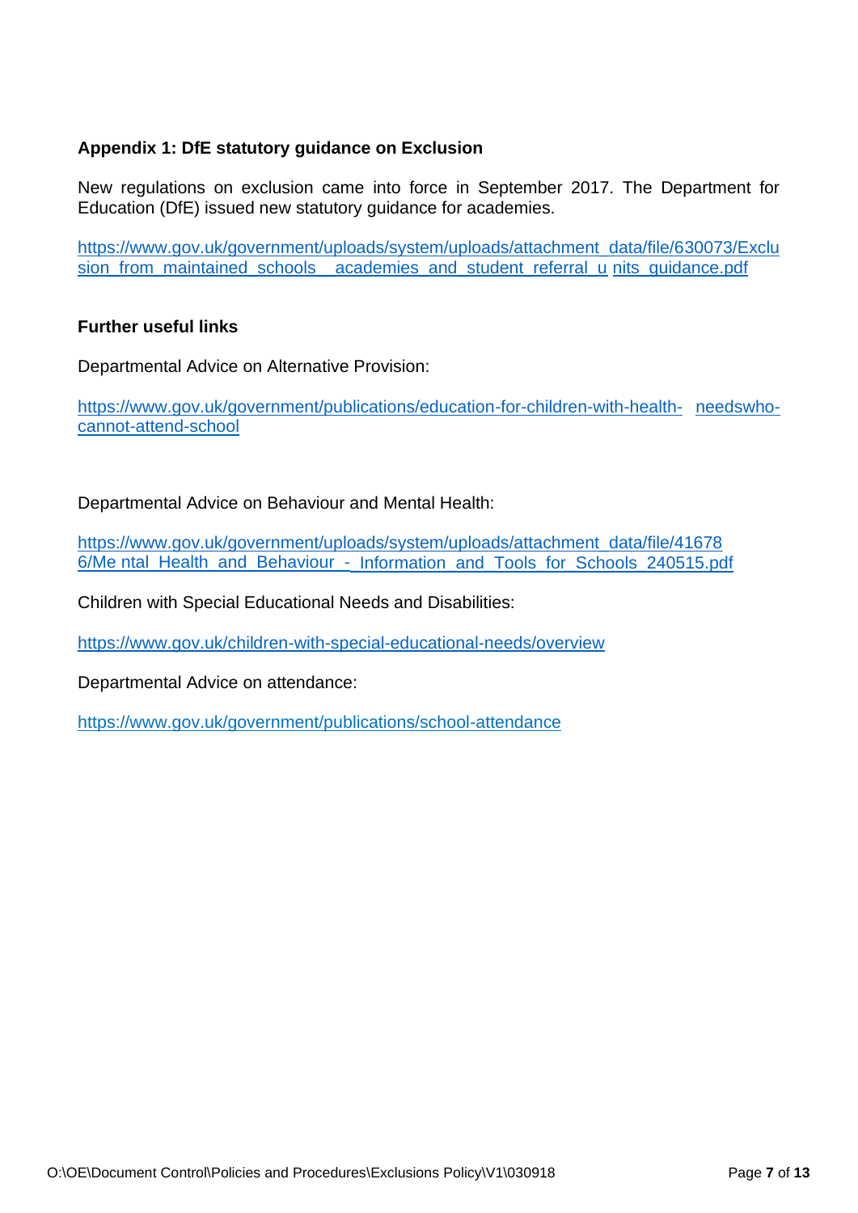**Appendix 1: DfE statutory guidance on Exclusion**

New regulations on exclusion came into force in September 2017. The Department for Education (DfE) issued new statutory guidance for academies.

https://www.gov.uk/government/uploads/system/uploads/attachment_data/file/630073/Exclusion_from_maintained_schools__academies_and_student_referral_u nits_guidance.pdf

**Further useful links**

Departmental Advice on Alternative Provision:

https://www.gov.uk/government/publications/education-for-children-with-health- needswho-cannot-attend-school

Departmental Advice on Behaviour and Mental Health:

https://www.gov.uk/government/uploads/system/uploads/attachment_data/file/416786/Me ntal_Health_and_Behaviour_-_Information_and_Tools_for_Schools_240515.pdf

Children with Special Educational Needs and Disabilities:

https://www.gov.uk/children-with-special-educational-needs/overview

Departmental Advice on attendance:

https://www.gov.uk/government/publications/school-attendance

O:\OE\Document Control\Policies and Procedures\Exclusions Policy\V1\030918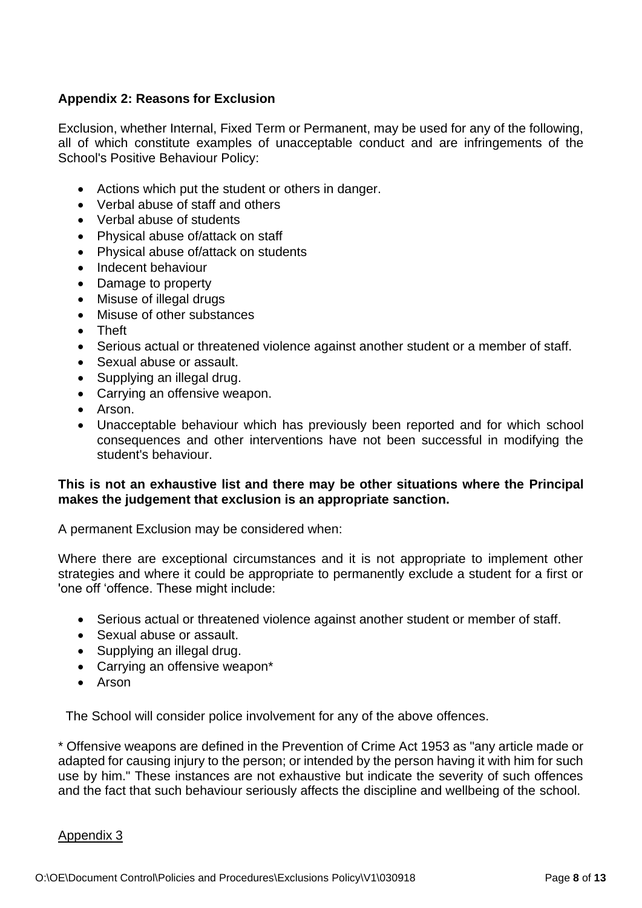### Appendix 2: Reasons for Exclusion

Exclusion, whether Internal, Fixed Term or Permanent, may be used for any of the following, all of which constitute examples of unacceptable conduct and are infringements of the School's Positive Behaviour Policy:

- Actions which put the student or others in danger.
- Verbal abuse of staff and others
- Verbal abuse of students
- Physical abuse of/attack on staff
- Physical abuse of/attack on students
- Indecent behaviour
- Damage to property
- Misuse of illegal drugs
- Misuse of other substances
- Theft
- Serious actual or threatened violence against another student or a member of staff.
- Sexual abuse or assault.
- Supplying an illegal drug.
- Carrying an offensive weapon.
- Arson.
- Unacceptable behaviour which has previously been reported and for which school consequences and other interventions have not been successful in modifying the student's behaviour.

**This is not an exhaustive list and there may be other situations where the Principal makes the judgement that exclusion is an appropriate sanction.**

A permanent Exclusion may be considered when:

Where there are exceptional circumstances and it is not appropriate to implement other strategies and where it could be appropriate to permanently exclude a student for a first or 'one off ‘offence. These might include:

- Serious actual or threatened violence against another student or member of staff.
- Sexual abuse or assault.
- Supplying an illegal drug.
- Carrying an offensive weapon*
- Arson

The School will consider police involvement for any of the above offences.

* Offensive weapons are defined in the Prevention of Crime Act 1953 as "any article made or adapted for causing injury to the person; or intended by the person having it with him for such use by him." These instances are not exhaustive but indicate the severity of such offences and the fact that such behaviour seriously affects the discipline and wellbeing of the school.

Appendix 3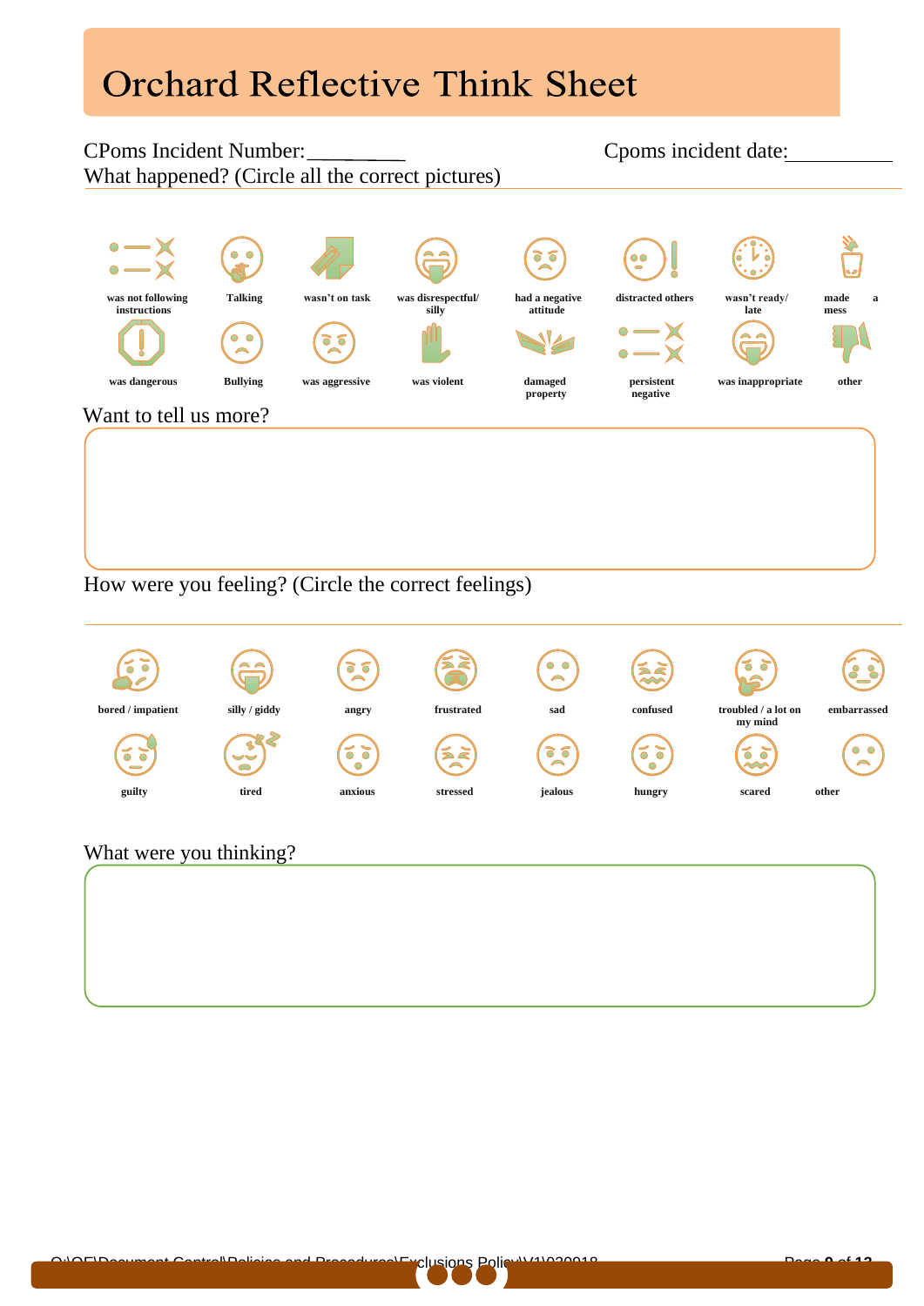# Orchard Reflective Think Sheet

CPoms Incident Number:__________ Cpoms incident date:__________

What happened? (Circle all the correct pictures)

| | | | | | | | |
|---|---|---|---|---|---|---|---|
| was not following instructions | Talking | wasn't on task | was disrespectful/ silly | had a negative attitude | distracted others | wasn't ready/ late | made a mess |
| was dangerous | Bullying | was aggressive | was violent | damaged property | persistent negative | was inappropriate | other |

Want to tell us more?

How were you feeling? (Circle the correct feelings)

| | | | | | | | |
|---|---|---|---|---|---|---|---|
| bored / impatient | silly / giddy | angry | frustrated | sad | confused | troubled / a lot on my mind | embarrassed |
| guilty | tired | anxious | stressed | jealous | hungry | scared | other |

What were you thinking?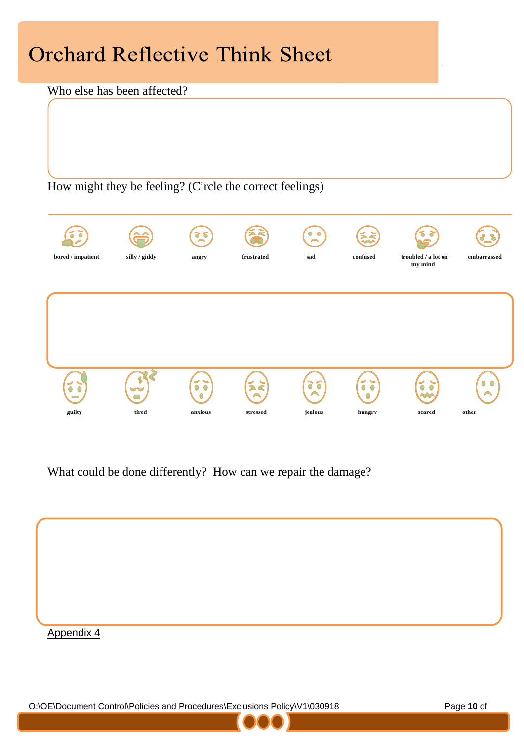# Orchard Reflective Think Sheet

Who else has been affected?

How might they be feeling? (Circle the correct feelings)

bored / impatient    silly / giddy    angry    frustrated    sad    confused    troubled / a lot on my mind    embarrassed

guilty    tired    anxious    stressed    jealous    hungry    scared    other

What could be done differently? How can we repair the damage?

Appendix 4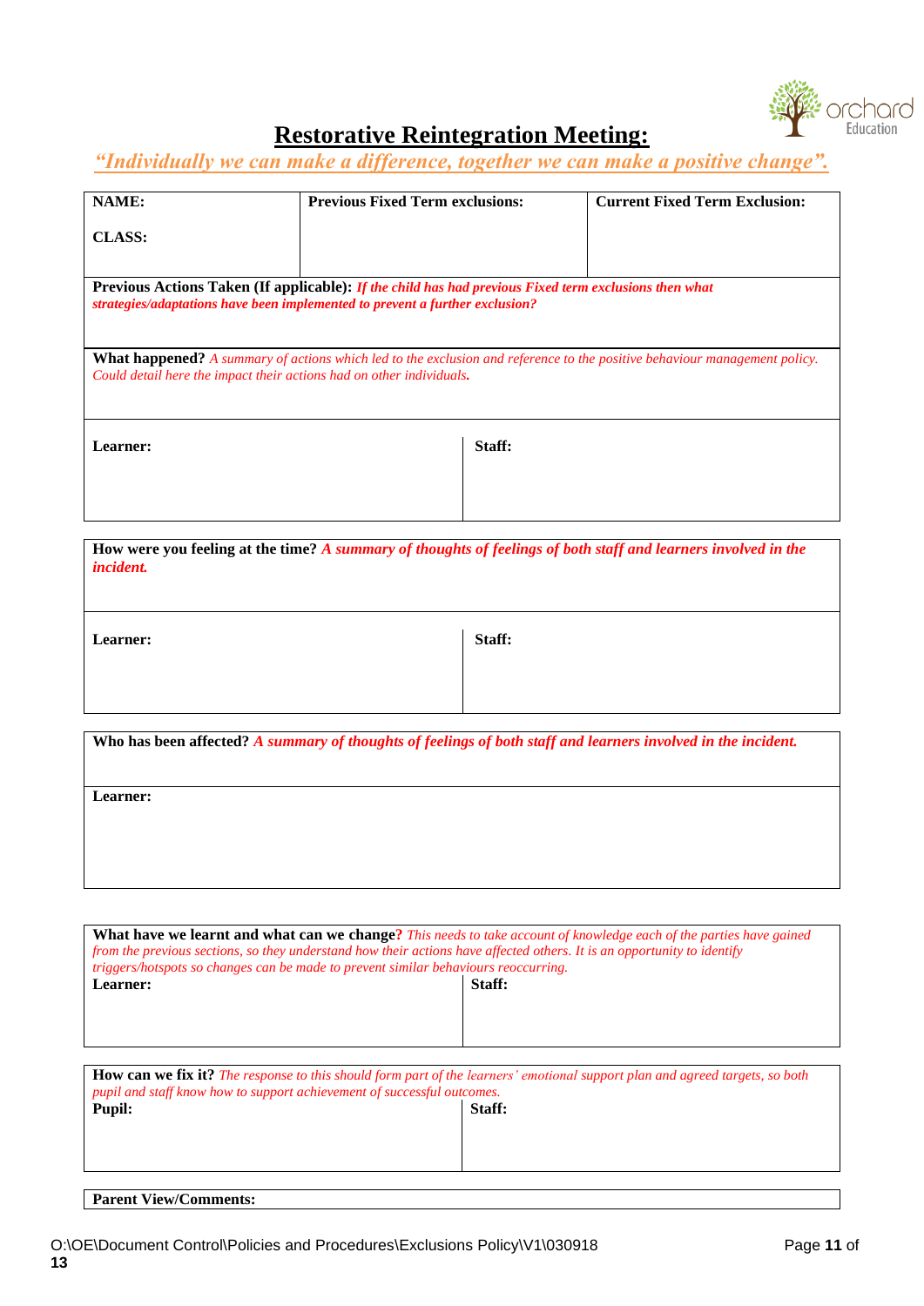# Restorative Reintegration Meeting:

*"Individually we can make a difference, together we can make a positive change".*

| NAME:<br><br>CLASS: | Previous Fixed Term exclusions: | Current Fixed Term Exclusion: |
|---|---|---|

**Previous Actions Taken (If applicable):** ***If the child has had previous Fixed term exclusions then what strategies/adaptations have been implemented to prevent a further exclusion?***

**What happened?** *A summary of actions which led to the exclusion and reference to the positive behaviour management policy. Could detail here the impact their actions had on other individuals.*

| Learner: | Staff: |
|---|---|
| | |

**How were you feeling at the time?** ***A summary of thoughts of feelings of both staff and learners involved in the incident.***

| Learner: | Staff: |
|---|---|
| | |

**Who has been affected?** ***A summary of thoughts of feelings of both staff and learners involved in the incident.***

**Learner:**

**What have we learnt and what can we change?** *This needs to take account of knowledge each of the parties have gained from the previous sections, so they understand how their actions have affected others. It is an opportunity to identify triggers/hotspots so changes can be made to prevent similar behaviours reoccurring.*

| Learner: | Staff: |
|---|---|
| | |

**How can we fix it?** *The response to this should form part of the learners' emotional support plan and agreed targets, so both pupil and staff know how to support achievement of successful outcomes.*

| Pupil: | Staff: |
|---|---|
| | |

**Parent View/Comments:**

O:\OE\Document Control\Policies and Procedures\Exclusions Policy\V1\030918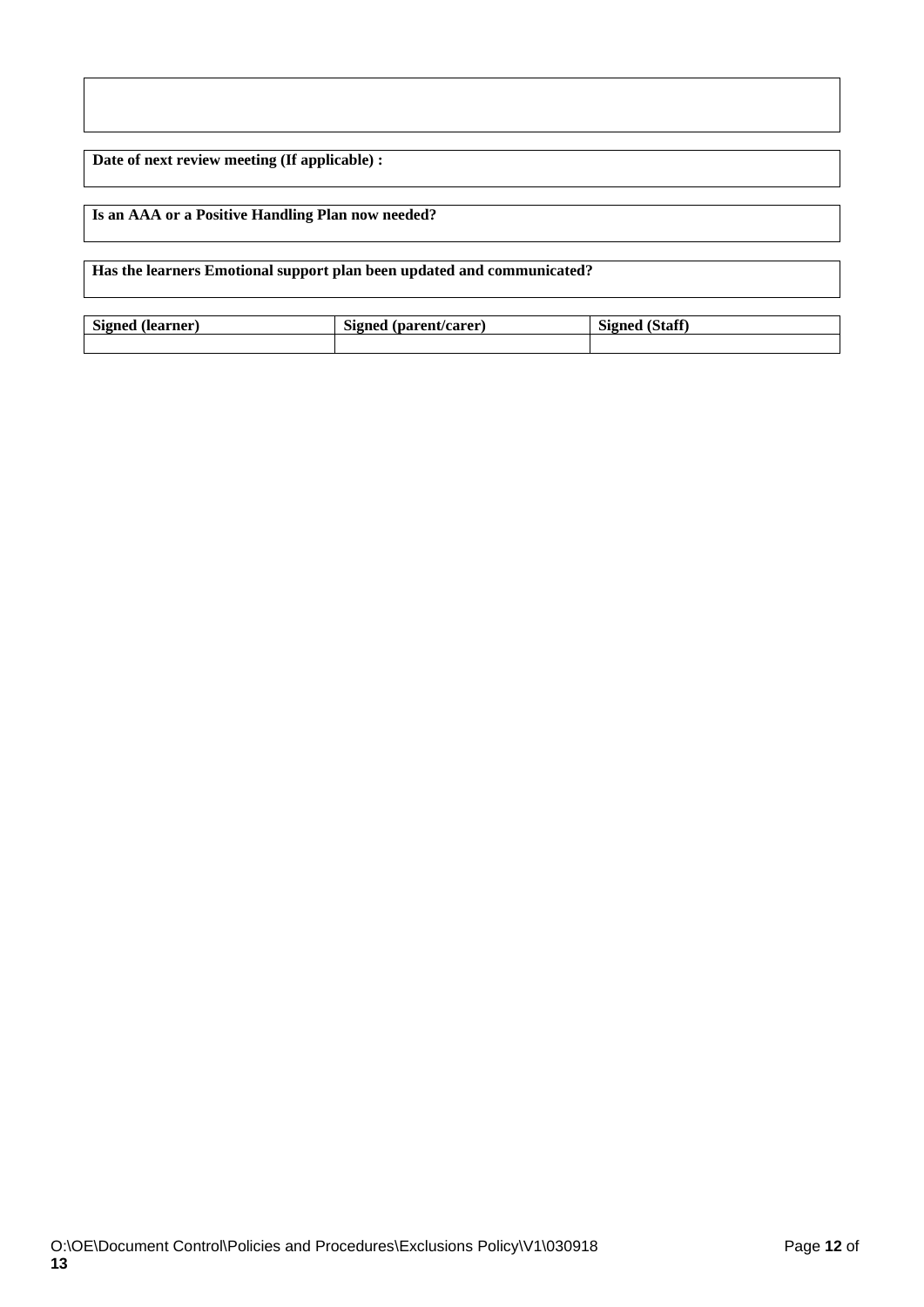**Date of next review meeting (If applicable) :**

**Is an AAA or a Positive Handling Plan now needed?**

**Has the learners Emotional support plan been updated and communicated?**

| Signed (learner) | Signed (parent/carer) | Signed (Staff) |
|---|---|---|
| | | |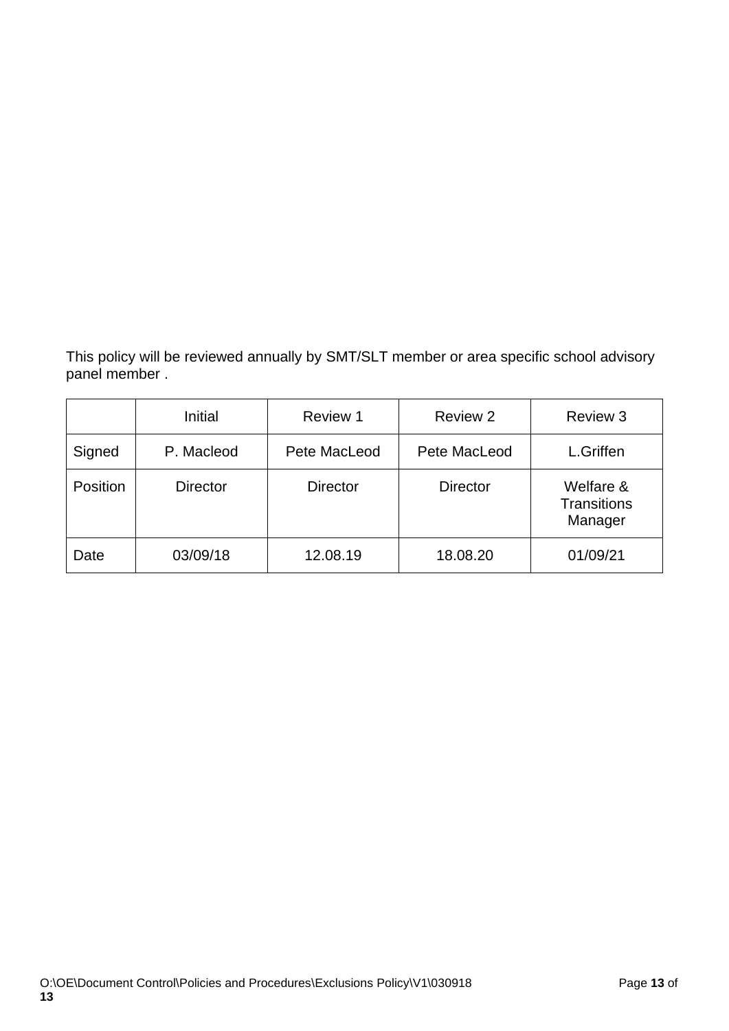This policy will be reviewed annually by SMT/SLT member or area specific school advisory panel member .

| | Initial | Review 1 | Review 2 | Review 3 |
|---|---|---|---|---|
| Signed | P. Macleod | Pete MacLeod | Pete MacLeod | L.Griffen |
| Position | Director | Director | Director | Welfare & Transitions Manager |
| Date | 03/09/18 | 12.08.19 | 18.08.20 | 01/09/21 |